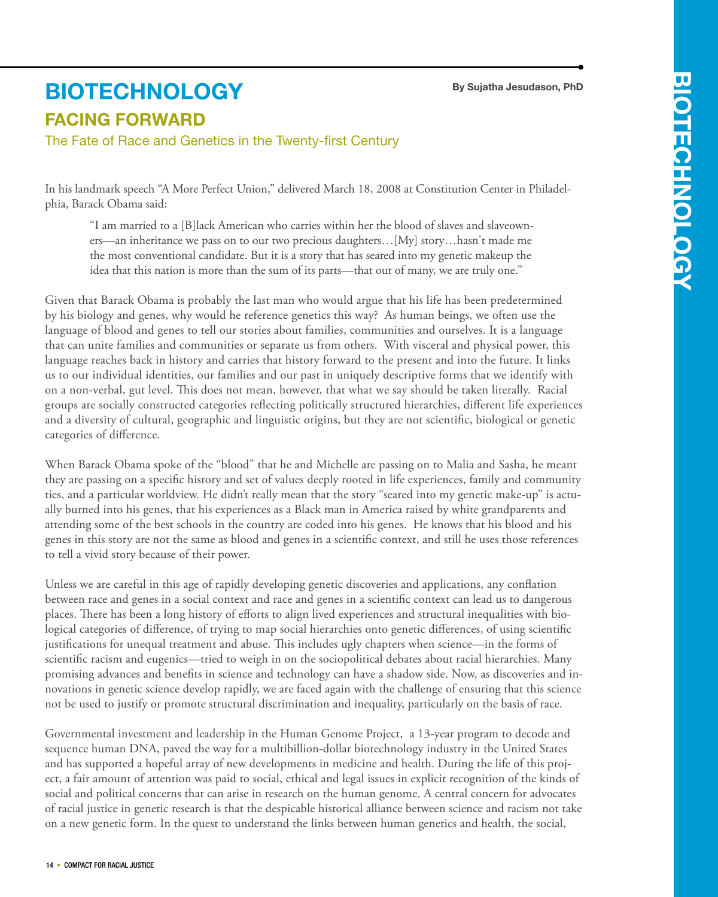# BIOTECHNOLOGY

By Sujatha Jesudason, PhD

## FACING FORWARD

### The Fate of Race and Genetics in the Twenty-first Century

In his landmark speech "A More Perfect Union," delivered March 18, 2008 at Constitution Center in Philadelphia, Barack Obama said:

> "I am married to a [B]lack American who carries within her the blood of slaves and slaveowners—an inheritance we pass on to our two precious daughters…[My] story…hasn't made me the most conventional candidate. But it is a story that has seared into my genetic makeup the idea that this nation is more than the sum of its parts—that out of many, we are truly one."

Given that Barack Obama is probably the last man who would argue that his life has been predetermined by his biology and genes, why would he reference genetics this way? As human beings, we often use the language of blood and genes to tell our stories about families, communities and ourselves. It is a language that can unite families and communities or separate us from others. With visceral and physical power, this language reaches back in history and carries that history forward to the present and into the future. It links us to our individual identities, our families and our past in uniquely descriptive forms that we identify with on a non-verbal, gut level. This does not mean, however, that what we say should be taken literally. Racial groups are socially constructed categories reflecting politically structured hierarchies, different life experiences and a diversity of cultural, geographic and linguistic origins, but they are not scientific, biological or genetic categories of difference.

When Barack Obama spoke of the "blood" that he and Michelle are passing on to Malia and Sasha, he meant they are passing on a specific history and set of values deeply rooted in life experiences, family and community ties, and a particular worldview. He didn't really mean that the story "seared into my genetic make-up" is actually burned into his genes, that his experiences as a Black man in America raised by white grandparents and attending some of the best schools in the country are coded into his genes. He knows that his blood and his genes in this story are not the same as blood and genes in a scientific context, and still he uses those references to tell a vivid story because of their power.

Unless we are careful in this age of rapidly developing genetic discoveries and applications, any conflation between race and genes in a social context and race and genes in a scientific context can lead us to dangerous places. There has been a long history of efforts to align lived experiences and structural inequalities with biological categories of difference, of trying to map social hierarchies onto genetic differences, of using scientific justifications for unequal treatment and abuse. This includes ugly chapters when science—in the forms of scientific racism and eugenics—tried to weigh in on the sociopolitical debates about racial hierarchies. Many promising advances and benefits in science and technology can have a shadow side. Now, as discoveries and innovations in genetic science develop rapidly, we are faced again with the challenge of ensuring that this science not be used to justify or promote structural discrimination and inequality, particularly on the basis of race.

Governmental investment and leadership in the Human Genome Project, a 13-year program to decode and sequence human DNA, paved the way for a multibillion-dollar biotechnology industry in the United States and has supported a hopeful array of new developments in medicine and health. During the life of this project, a fair amount of attention was paid to social, ethical and legal issues in explicit recognition of the kinds of social and political concerns that can arise in research on the human genome. A central concern for advocates of racial justice in genetic research is that the despicable historical alliance between science and racism not take on a new genetic form. In the quest to understand the links between human genetics and health, the social,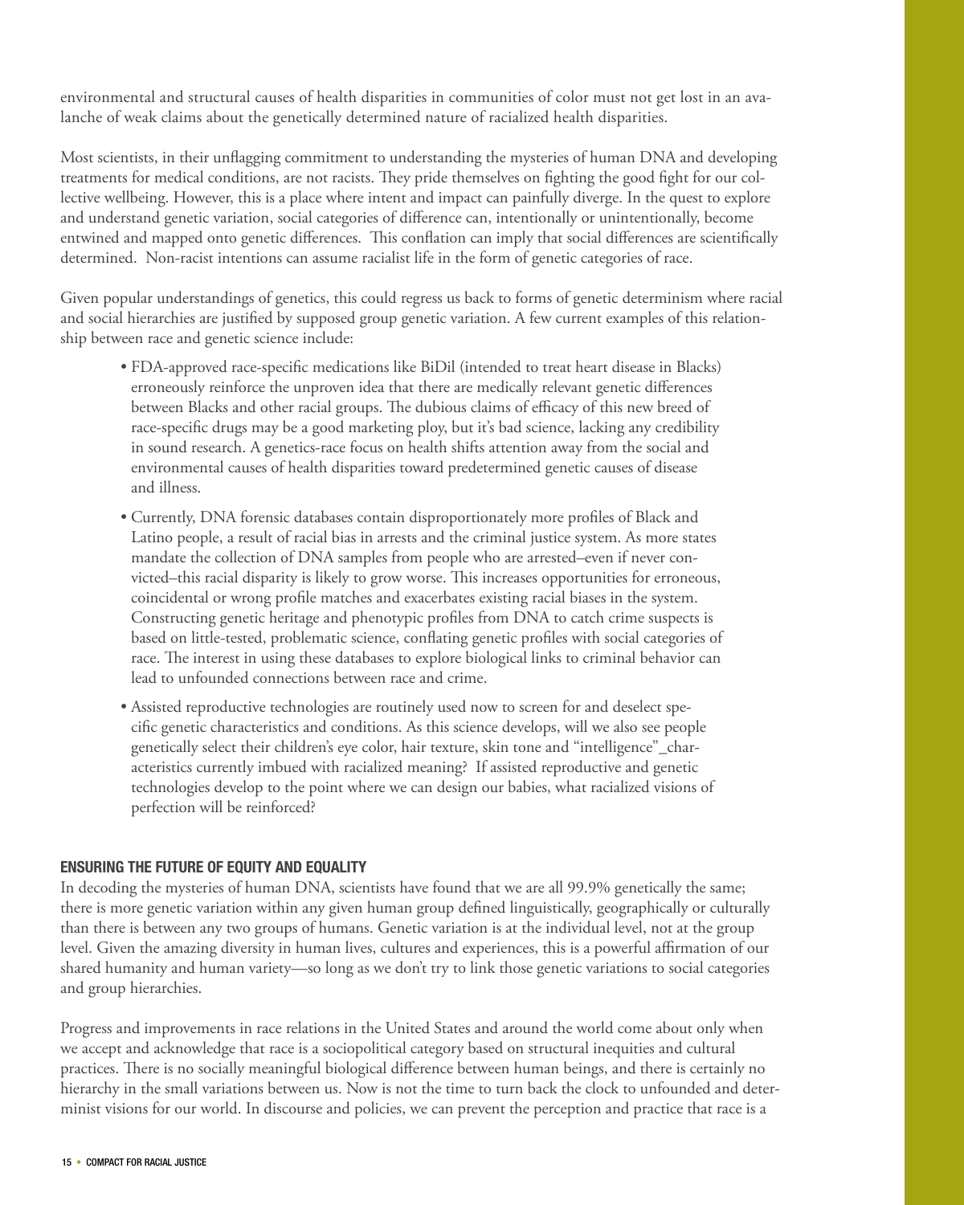environmental and structural causes of health disparities in communities of color must not get lost in an avalanche of weak claims about the genetically determined nature of racialized health disparities.

Most scientists, in their unflagging commitment to understanding the mysteries of human DNA and developing treatments for medical conditions, are not racists. They pride themselves on fighting the good fight for our collective wellbeing. However, this is a place where intent and impact can painfully diverge. In the quest to explore and understand genetic variation, social categories of difference can, intentionally or unintentionally, become entwined and mapped onto genetic differences. This conflation can imply that social differences are scientifically determined. Non-racist intentions can assume racialist life in the form of genetic categories of race.

Given popular understandings of genetics, this could regress us back to forms of genetic determinism where racial and social hierarchies are justified by supposed group genetic variation. A few current examples of this relationship between race and genetic science include:

- FDA-approved race-specific medications like BiDil (intended to treat heart disease in Blacks) erroneously reinforce the unproven idea that there are medically relevant genetic differences between Blacks and other racial groups. The dubious claims of efficacy of this new breed of race-specific drugs may be a good marketing ploy, but it's bad science, lacking any credibility in sound research. A genetics-race focus on health shifts attention away from the social and environmental causes of health disparities toward predetermined genetic causes of disease and illness.
- Currently, DNA forensic databases contain disproportionately more profiles of Black and Latino people, a result of racial bias in arrests and the criminal justice system. As more states mandate the collection of DNA samples from people who are arrested–even if never convicted–this racial disparity is likely to grow worse. This increases opportunities for erroneous, coincidental or wrong profile matches and exacerbates existing racial biases in the system. Constructing genetic heritage and phenotypic profiles from DNA to catch crime suspects is based on little-tested, problematic science, conflating genetic profiles with social categories of race. The interest in using these databases to explore biological links to criminal behavior can lead to unfounded connections between race and crime.
- Assisted reproductive technologies are routinely used now to screen for and deselect specific genetic characteristics and conditions. As this science develops, will we also see people genetically select their children's eye color, hair texture, skin tone and "intelligence"_characteristics currently imbued with racialized meaning? If assisted reproductive and genetic technologies develop to the point where we can design our babies, what racialized visions of perfection will be reinforced?

## ENSURING THE FUTURE OF EQUITY AND EQUALITY

In decoding the mysteries of human DNA, scientists have found that we are all 99.9% genetically the same; there is more genetic variation within any given human group defined linguistically, geographically or culturally than there is between any two groups of humans. Genetic variation is at the individual level, not at the group level. Given the amazing diversity in human lives, cultures and experiences, this is a powerful affirmation of our shared humanity and human variety—so long as we don't try to link those genetic variations to social categories and group hierarchies.

Progress and improvements in race relations in the United States and around the world come about only when we accept and acknowledge that race is a sociopolitical category based on structural inequities and cultural practices. There is no socially meaningful biological difference between human beings, and there is certainly no hierarchy in the small variations between us. Now is not the time to turn back the clock to unfounded and determinist visions for our world. In discourse and policies, we can prevent the perception and practice that race is a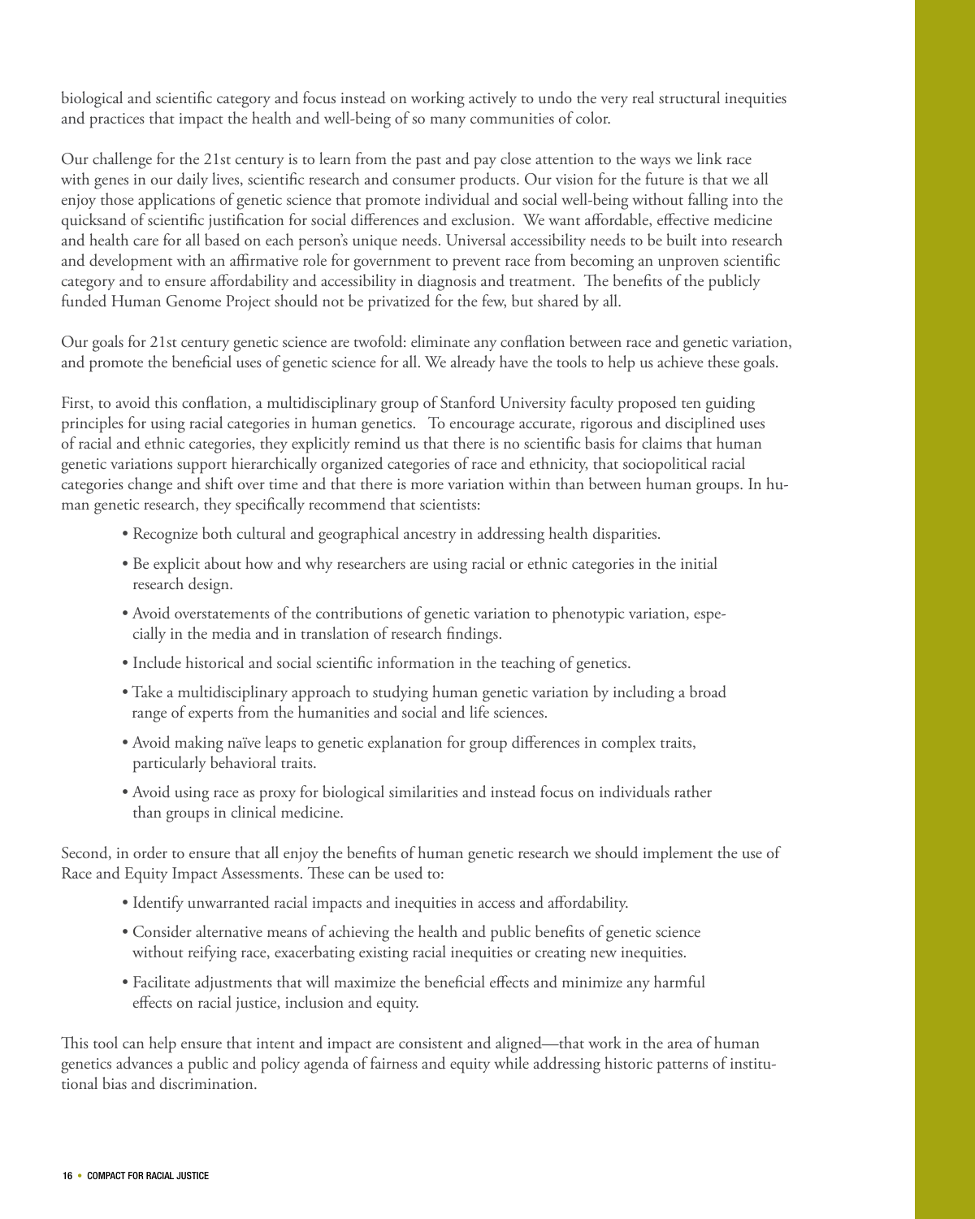biological and scientific category and focus instead on working actively to undo the very real structural inequities and practices that impact the health and well-being of so many communities of color.

Our challenge for the 21st century is to learn from the past and pay close attention to the ways we link race with genes in our daily lives, scientific research and consumer products. Our vision for the future is that we all enjoy those applications of genetic science that promote individual and social well-being without falling into the quicksand of scientific justification for social differences and exclusion. We want affordable, effective medicine and health care for all based on each person's unique needs. Universal accessibility needs to be built into research and development with an affirmative role for government to prevent race from becoming an unproven scientific category and to ensure affordability and accessibility in diagnosis and treatment. The benefits of the publicly funded Human Genome Project should not be privatized for the few, but shared by all.

Our goals for 21st century genetic science are twofold: eliminate any conflation between race and genetic variation, and promote the beneficial uses of genetic science for all. We already have the tools to help us achieve these goals.

First, to avoid this conflation, a multidisciplinary group of Stanford University faculty proposed ten guiding principles for using racial categories in human genetics. To encourage accurate, rigorous and disciplined uses of racial and ethnic categories, they explicitly remind us that there is no scientific basis for claims that human genetic variations support hierarchically organized categories of race and ethnicity, that sociopolitical racial categories change and shift over time and that there is more variation within than between human groups. In human genetic research, they specifically recommend that scientists:

- Recognize both cultural and geographical ancestry in addressing health disparities.
- Be explicit about how and why researchers are using racial or ethnic categories in the initial research design.
- Avoid overstatements of the contributions of genetic variation to phenotypic variation, especially in the media and in translation of research findings.
- Include historical and social scientific information in the teaching of genetics.
- Take a multidisciplinary approach to studying human genetic variation by including a broad range of experts from the humanities and social and life sciences.
- Avoid making naïve leaps to genetic explanation for group differences in complex traits, particularly behavioral traits.
- Avoid using race as proxy for biological similarities and instead focus on individuals rather than groups in clinical medicine.

Second, in order to ensure that all enjoy the benefits of human genetic research we should implement the use of Race and Equity Impact Assessments. These can be used to:

- Identify unwarranted racial impacts and inequities in access and affordability.
- Consider alternative means of achieving the health and public benefits of genetic science without reifying race, exacerbating existing racial inequities or creating new inequities.
- Facilitate adjustments that will maximize the beneficial effects and minimize any harmful effects on racial justice, inclusion and equity.

This tool can help ensure that intent and impact are consistent and aligned—that work in the area of human genetics advances a public and policy agenda of fairness and equity while addressing historic patterns of institutional bias and discrimination.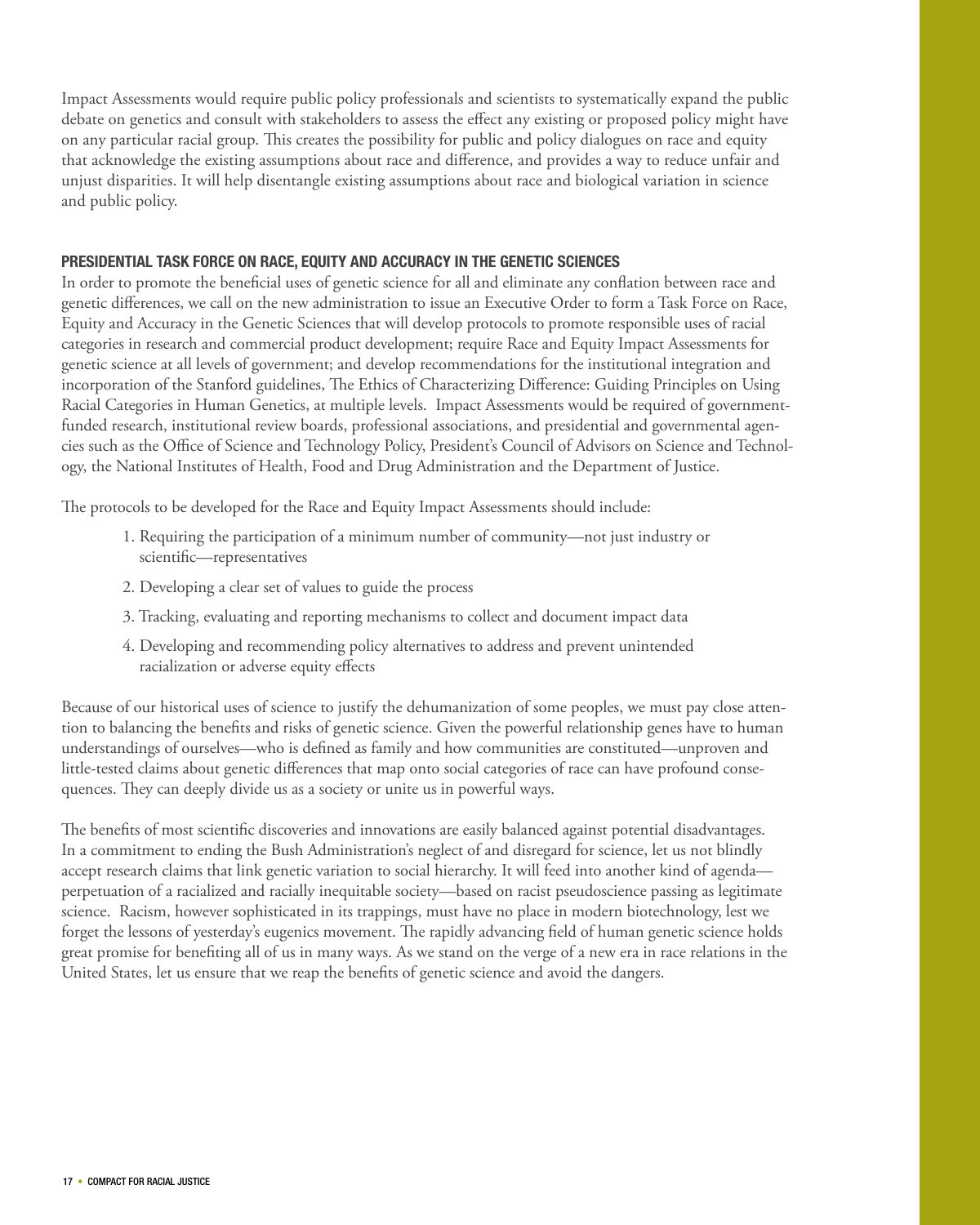Impact Assessments would require public policy professionals and scientists to systematically expand the public debate on genetics and consult with stakeholders to assess the effect any existing or proposed policy might have on any particular racial group. This creates the possibility for public and policy dialogues on race and equity that acknowledge the existing assumptions about race and difference, and provides a way to reduce unfair and unjust disparities. It will help disentangle existing assumptions about race and biological variation in science and public policy.

### PRESIDENTIAL TASK FORCE ON RACE, EQUITY AND ACCURACY IN THE GENETIC SCIENCES

In order to promote the beneficial uses of genetic science for all and eliminate any conflation between race and genetic differences, we call on the new administration to issue an Executive Order to form a Task Force on Race, Equity and Accuracy in the Genetic Sciences that will develop protocols to promote responsible uses of racial categories in research and commercial product development; require Race and Equity Impact Assessments for genetic science at all levels of government; and develop recommendations for the institutional integration and incorporation of the Stanford guidelines, The Ethics of Characterizing Difference: Guiding Principles on Using Racial Categories in Human Genetics, at multiple levels. Impact Assessments would be required of government-funded research, institutional review boards, professional associations, and presidential and governmental agencies such as the Office of Science and Technology Policy, President's Council of Advisors on Science and Technology, the National Institutes of Health, Food and Drug Administration and the Department of Justice.

The protocols to be developed for the Race and Equity Impact Assessments should include:

1. Requiring the participation of a minimum number of community—not just industry or scientific—representatives
2. Developing a clear set of values to guide the process
3. Tracking, evaluating and reporting mechanisms to collect and document impact data
4. Developing and recommending policy alternatives to address and prevent unintended racialization or adverse equity effects

Because of our historical uses of science to justify the dehumanization of some peoples, we must pay close attention to balancing the benefits and risks of genetic science. Given the powerful relationship genes have to human understandings of ourselves—who is defined as family and how communities are constituted—unproven and little-tested claims about genetic differences that map onto social categories of race can have profound consequences. They can deeply divide us as a society or unite us in powerful ways.

The benefits of most scientific discoveries and innovations are easily balanced against potential disadvantages. In a commitment to ending the Bush Administration's neglect of and disregard for science, let us not blindly accept research claims that link genetic variation to social hierarchy. It will feed into another kind of agenda—perpetuation of a racialized and racially inequitable society—based on racist pseudoscience passing as legitimate science. Racism, however sophisticated in its trappings, must have no place in modern biotechnology, lest we forget the lessons of yesterday's eugenics movement. The rapidly advancing field of human genetic science holds great promise for benefiting all of us in many ways. As we stand on the verge of a new era in race relations in the United States, let us ensure that we reap the benefits of genetic science and avoid the dangers.